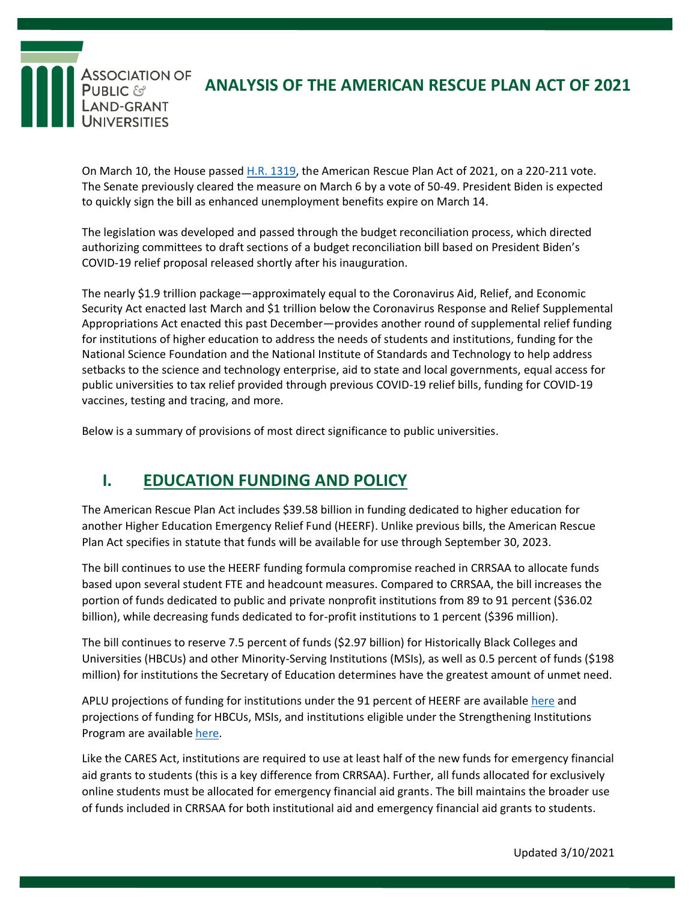Association of Public & Land-Grant Universities

# ANALYSIS OF THE AMERICAN RESCUE PLAN ACT OF 2021

On March 10, the House passed [H.R. 1319](), the American Rescue Plan Act of 2021, on a 220-211 vote. The Senate previously cleared the measure on March 6 by a vote of 50-49. President Biden is expected to quickly sign the bill as enhanced unemployment benefits expire on March 14.

The legislation was developed and passed through the budget reconciliation process, which directed authorizing committees to draft sections of a budget reconciliation bill based on President Biden's COVID-19 relief proposal released shortly after his inauguration.

The nearly $1.9 trillion package—approximately equal to the Coronavirus Aid, Relief, and Economic Security Act enacted last March and $1 trillion below the Coronavirus Response and Relief Supplemental Appropriations Act enacted this past December—provides another round of supplemental relief funding for institutions of higher education to address the needs of students and institutions, funding for the National Science Foundation and the National Institute of Standards and Technology to help address setbacks to the science and technology enterprise, aid to state and local governments, equal access for public universities to tax relief provided through previous COVID-19 relief bills, funding for COVID-19 vaccines, testing and tracing, and more.

Below is a summary of provisions of most direct significance to public universities.

## I. EDUCATION FUNDING AND POLICY

The American Rescue Plan Act includes $39.58 billion in funding dedicated to higher education for another Higher Education Emergency Relief Fund (HEERF). Unlike previous bills, the American Rescue Plan Act specifies in statute that funds will be available for use through September 30, 2023.

The bill continues to use the HEERF funding formula compromise reached in CRRSAA to allocate funds based upon several student FTE and headcount measures. Compared to CRRSAA, the bill increases the portion of funds dedicated to public and private nonprofit institutions from 89 to 91 percent ($36.02 billion), while decreasing funds dedicated to for-profit institutions to 1 percent ($396 million).

The bill continues to reserve 7.5 percent of funds ($2.97 billion) for Historically Black Colleges and Universities (HBCUs) and other Minority-Serving Institutions (MSIs), as well as 0.5 percent of funds ($198 million) for institutions the Secretary of Education determines have the greatest amount of unmet need.

APLU projections of funding for institutions under the 91 percent of HEERF are available [here]() and projections of funding for HBCUs, MSIs, and institutions eligible under the Strengthening Institutions Program are available [here]().

Like the CARES Act, institutions are required to use at least half of the new funds for emergency financial aid grants to students (this is a key difference from CRRSAA). Further, all funds allocated for exclusively online students must be allocated for emergency financial aid grants. The bill maintains the broader use of funds included in CRRSAA for both institutional aid and emergency financial aid grants to students.

Updated 3/10/2021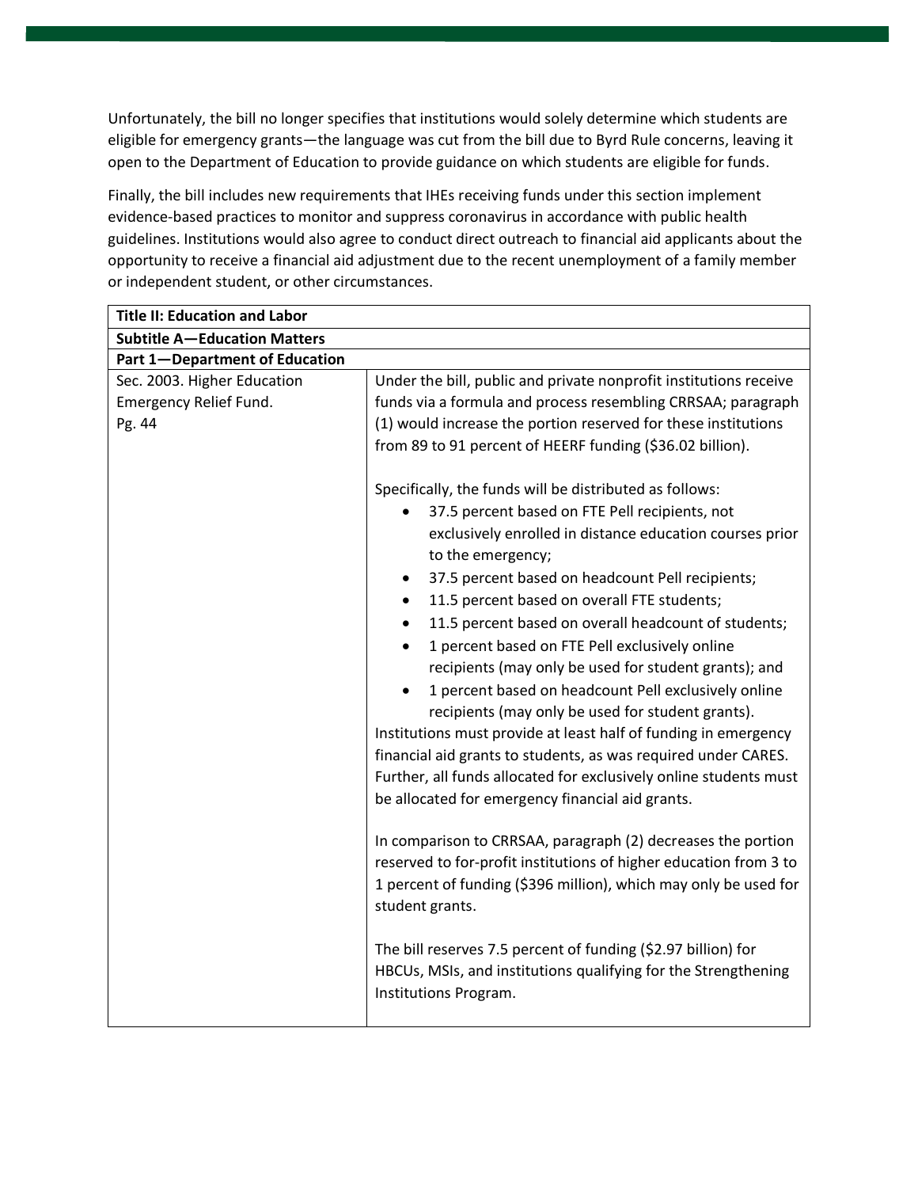Unfortunately, the bill no longer specifies that institutions would solely determine which students are eligible for emergency grants—the language was cut from the bill due to Byrd Rule concerns, leaving it open to the Department of Education to provide guidance on which students are eligible for funds.

Finally, the bill includes new requirements that IHEs receiving funds under this section implement evidence-based practices to monitor and suppress coronavirus in accordance with public health guidelines. Institutions would also agree to conduct direct outreach to financial aid applicants about the opportunity to receive a financial aid adjustment due to the recent unemployment of a family member or independent student, or other circumstances.

| **Title II: Education and Labor** | |
|---|---|
| **Subtitle A—Education Matters** | |
| **Part 1—Department of Education** | |
| Sec. 2003. Higher Education Emergency Relief Fund.<br>Pg. 44 | Under the bill, public and private nonprofit institutions receive funds via a formula and process resembling CRRSAA; paragraph (1) would increase the portion reserved for these institutions from 89 to 91 percent of HEERF funding ($36.02 billion).<br><br>Specifically, the funds will be distributed as follows:<br>• 37.5 percent based on FTE Pell recipients, not exclusively enrolled in distance education courses prior to the emergency;<br>• 37.5 percent based on headcount Pell recipients;<br>• 11.5 percent based on overall FTE students;<br>• 11.5 percent based on overall headcount of students;<br>• 1 percent based on FTE Pell exclusively online recipients (may only be used for student grants); and<br>• 1 percent based on headcount Pell exclusively online recipients (may only be used for student grants).<br>Institutions must provide at least half of funding in emergency financial aid grants to students, as was required under CARES. Further, all funds allocated for exclusively online students must be allocated for emergency financial aid grants.<br><br>In comparison to CRRSAA, paragraph (2) decreases the portion reserved to for-profit institutions of higher education from 3 to 1 percent of funding ($396 million), which may only be used for student grants.<br><br>The bill reserves 7.5 percent of funding ($2.97 billion) for HBCUs, MSIs, and institutions qualifying for the Strengthening Institutions Program. |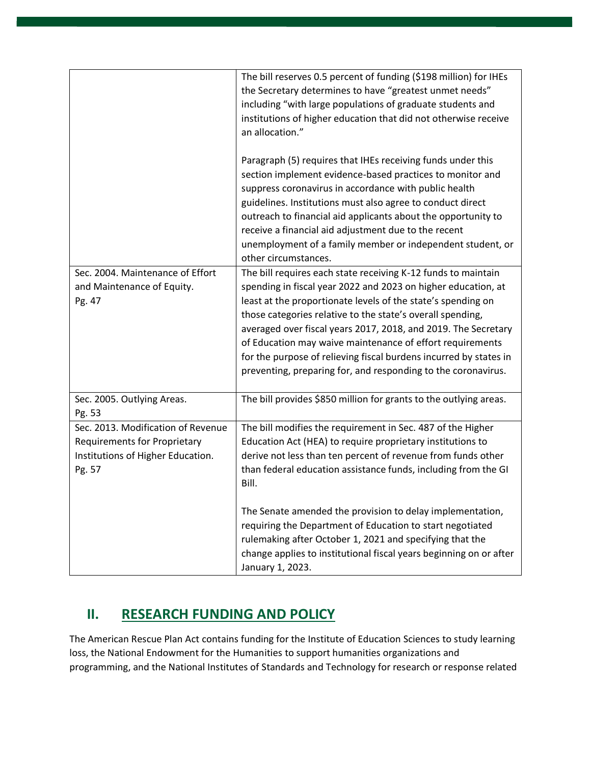| | |
|---|---|
| | The bill reserves 0.5 percent of funding ($198 million) for IHEs the Secretary determines to have "greatest unmet needs" including "with large populations of graduate students and institutions of higher education that did not otherwise receive an allocation."<br><br>Paragraph (5) requires that IHEs receiving funds under this section implement evidence-based practices to monitor and suppress coronavirus in accordance with public health guidelines. Institutions must also agree to conduct direct outreach to financial aid applicants about the opportunity to receive a financial aid adjustment due to the recent unemployment of a family member or independent student, or other circumstances. |
| Sec. 2004. Maintenance of Effort and Maintenance of Equity.<br>Pg. 47 | The bill requires each state receiving K-12 funds to maintain spending in fiscal year 2022 and 2023 on higher education, at least at the proportionate levels of the state's spending on those categories relative to the state's overall spending, averaged over fiscal years 2017, 2018, and 2019. The Secretary of Education may waive maintenance of effort requirements for the purpose of relieving fiscal burdens incurred by states in preventing, preparing for, and responding to the coronavirus. |
| Sec. 2005. Outlying Areas.<br>Pg. 53 | The bill provides $850 million for grants to the outlying areas. |
| Sec. 2013. Modification of Revenue Requirements for Proprietary Institutions of Higher Education.<br>Pg. 57 | The bill modifies the requirement in Sec. 487 of the Higher Education Act (HEA) to require proprietary institutions to derive not less than ten percent of revenue from funds other than federal education assistance funds, including from the GI Bill.<br><br>The Senate amended the provision to delay implementation, requiring the Department of Education to start negotiated rulemaking after October 1, 2021 and specifying that the change applies to institutional fiscal years beginning on or after January 1, 2023. |

## II. RESEARCH FUNDING AND POLICY

The American Rescue Plan Act contains funding for the Institute of Education Sciences to study learning loss, the National Endowment for the Humanities to support humanities organizations and programming, and the National Institutes of Standards and Technology for research or response related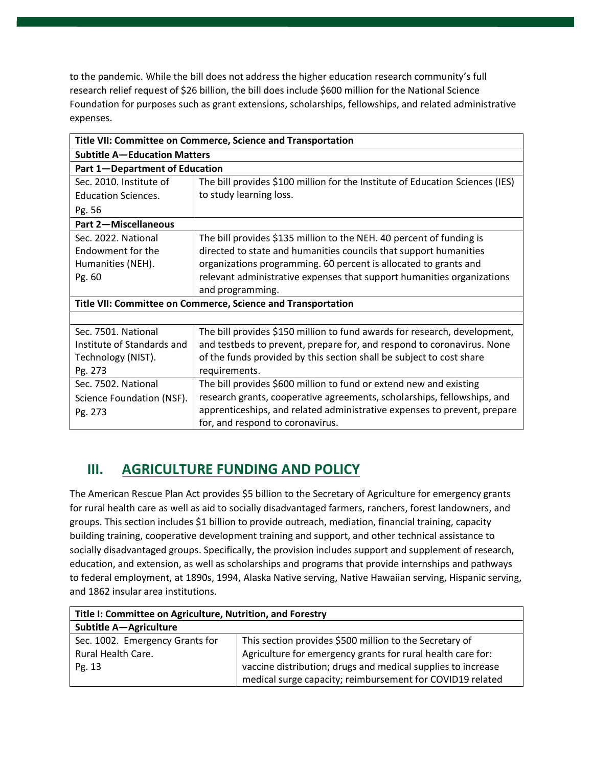to the pandemic. While the bill does not address the higher education research community's full research relief request of $26 billion, the bill does include $600 million for the National Science Foundation for purposes such as grant extensions, scholarships, fellowships, and related administrative expenses.

| **Title VII: Committee on Commerce, Science and Transportation** | |
|---|---|
| **Subtitle A—Education Matters** | |
| **Part 1—Department of Education** | |
| Sec. 2010. Institute of Education Sciences. Pg. 56 | The bill provides $100 million for the Institute of Education Sciences (IES) to study learning loss. |
| **Part 2—Miscellaneous** | |
| Sec. 2022. National Endowment for the Humanities (NEH). Pg. 60 | The bill provides $135 million to the NEH. 40 percent of funding is directed to state and humanities councils that support humanities organizations programming. 60 percent is allocated to grants and relevant administrative expenses that support humanities organizations and programming. |
| **Title VII: Committee on Commerce, Science and Transportation** | |
| | |
| Sec. 7501. National Institute of Standards and Technology (NIST). Pg. 273 | The bill provides $150 million to fund awards for research, development, and testbeds to prevent, prepare for, and respond to coronavirus. None of the funds provided by this section shall be subject to cost share requirements. |
| Sec. 7502. National Science Foundation (NSF). Pg. 273 | The bill provides $600 million to fund or extend new and existing research grants, cooperative agreements, scholarships, fellowships, and apprenticeships, and related administrative expenses to prevent, prepare for, and respond to coronavirus. |

## III. AGRICULTURE FUNDING AND POLICY

The American Rescue Plan Act provides $5 billion to the Secretary of Agriculture for emergency grants for rural health care as well as aid to socially disadvantaged farmers, ranchers, forest landowners, and groups. This section includes $1 billion to provide outreach, mediation, financial training, capacity building training, cooperative development training and support, and other technical assistance to socially disadvantaged groups. Specifically, the provision includes support and supplement of research, education, and extension, as well as scholarships and programs that provide internships and pathways to federal employment, at 1890s, 1994, Alaska Native serving, Native Hawaiian serving, Hispanic serving, and 1862 insular area institutions.

| **Title I: Committee on Agriculture, Nutrition, and Forestry** | |
|---|---|
| **Subtitle A—Agriculture** | |
| Sec. 1002. Emergency Grants for Rural Health Care. Pg. 13 | This section provides $500 million to the Secretary of Agriculture for emergency grants for rural health care for: vaccine distribution; drugs and medical supplies to increase medical surge capacity; reimbursement for COVID19 related |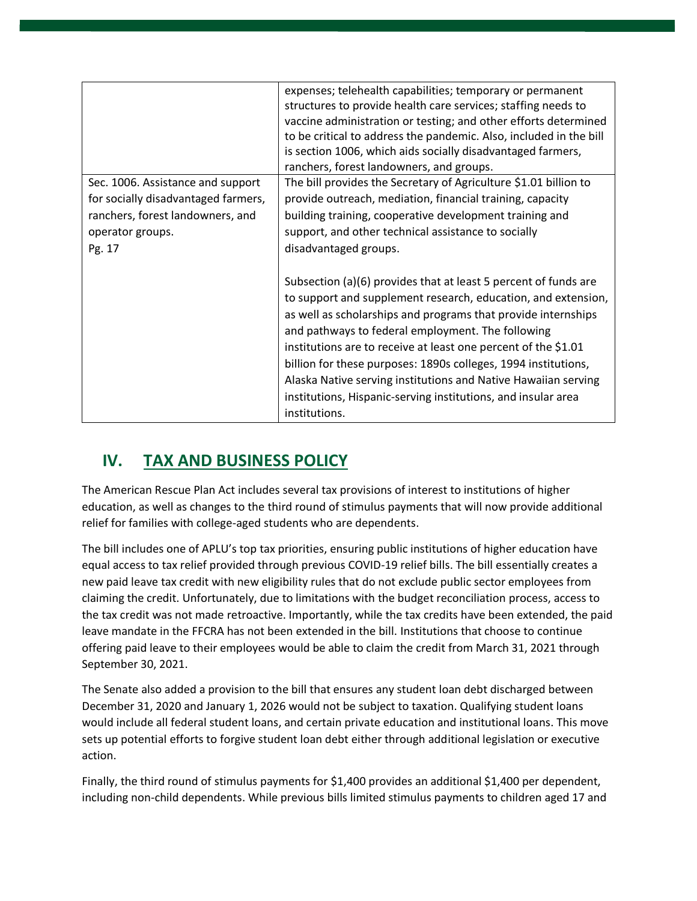| | |
|---|---|
| | expenses; telehealth capabilities; temporary or permanent structures to provide health care services; staffing needs to vaccine administration or testing; and other efforts determined to be critical to address the pandemic. Also, included in the bill is section 1006, which aids socially disadvantaged farmers, ranchers, forest landowners, and groups. |
| Sec. 1006. Assistance and support for socially disadvantaged farmers, ranchers, forest landowners, and operator groups.<br>Pg. 17 | The bill provides the Secretary of Agriculture $1.01 billion to provide outreach, mediation, financial training, capacity building training, cooperative development training and support, and other technical assistance to socially disadvantaged groups.<br><br>Subsection (a)(6) provides that at least 5 percent of funds are to support and supplement research, education, and extension, as well as scholarships and programs that provide internships and pathways to federal employment. The following institutions are to receive at least one percent of the $1.01 billion for these purposes: 1890s colleges, 1994 institutions, Alaska Native serving institutions and Native Hawaiian serving institutions, Hispanic-serving institutions, and insular area institutions. |

## IV. TAX AND BUSINESS POLICY

The American Rescue Plan Act includes several tax provisions of interest to institutions of higher education, as well as changes to the third round of stimulus payments that will now provide additional relief for families with college-aged students who are dependents.

The bill includes one of APLU's top tax priorities, ensuring public institutions of higher education have equal access to tax relief provided through previous COVID-19 relief bills. The bill essentially creates a new paid leave tax credit with new eligibility rules that do not exclude public sector employees from claiming the credit. Unfortunately, due to limitations with the budget reconciliation process, access to the tax credit was not made retroactive. Importantly, while the tax credits have been extended, the paid leave mandate in the FFCRA has not been extended in the bill. Institutions that choose to continue offering paid leave to their employees would be able to claim the credit from March 31, 2021 through September 30, 2021.

The Senate also added a provision to the bill that ensures any student loan debt discharged between December 31, 2020 and January 1, 2026 would not be subject to taxation. Qualifying student loans would include all federal student loans, and certain private education and institutional loans. This move sets up potential efforts to forgive student loan debt either through additional legislation or executive action.

Finally, the third round of stimulus payments for $1,400 provides an additional $1,400 per dependent, including non-child dependents. While previous bills limited stimulus payments to children aged 17 and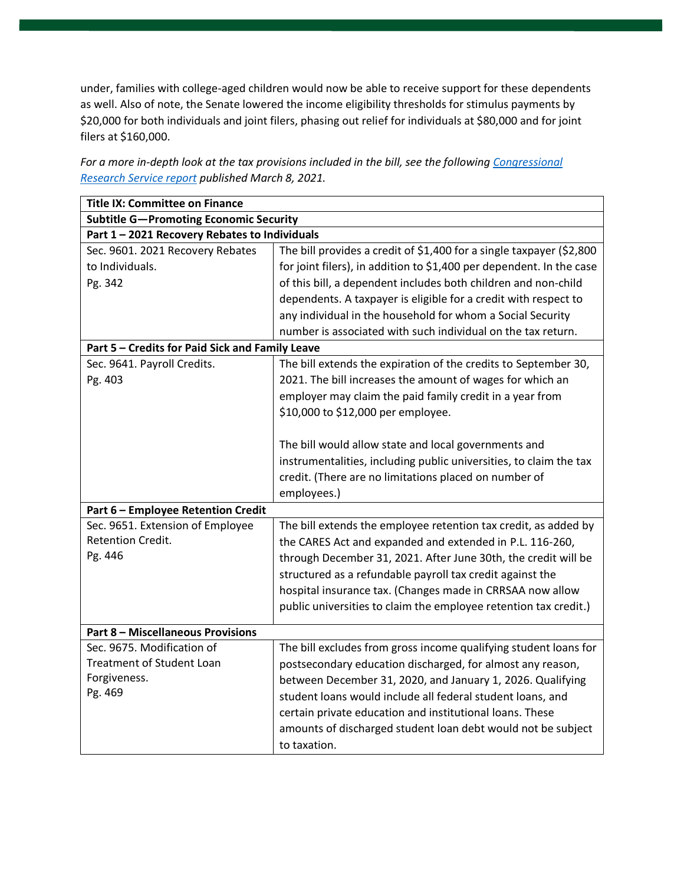under, families with college-aged children would now be able to receive support for these dependents as well. Also of note, the Senate lowered the income eligibility thresholds for stimulus payments by $20,000 for both individuals and joint filers, phasing out relief for individuals at $80,000 and for joint filers at $160,000.

*For a more in-depth look at the tax provisions included in the bill, see the following [Congressional Research Service report](#) published March 8, 2021.*

| **Title IX: Committee on Finance** | |
|---|---|
| **Subtitle G—Promoting Economic Security** | |
| **Part 1 – 2021 Recovery Rebates to Individuals** | |
| Sec. 9601. 2021 Recovery Rebates to Individuals.<br>Pg. 342 | The bill provides a credit of $1,400 for a single taxpayer ($2,800 for joint filers), in addition to $1,400 per dependent. In the case of this bill, a dependent includes both children and non-child dependents. A taxpayer is eligible for a credit with respect to any individual in the household for whom a Social Security number is associated with such individual on the tax return. |
| **Part 5 – Credits for Paid Sick and Family Leave** | |
| Sec. 9641. Payroll Credits.<br>Pg. 403 | The bill extends the expiration of the credits to September 30, 2021. The bill increases the amount of wages for which an employer may claim the paid family credit in a year from $10,000 to $12,000 per employee.<br><br>The bill would allow state and local governments and instrumentalities, including public universities, to claim the tax credit. (There are no limitations placed on number of employees.) |
| **Part 6 – Employee Retention Credit** | |
| Sec. 9651. Extension of Employee Retention Credit.<br>Pg. 446 | The bill extends the employee retention tax credit, as added by the CARES Act and expanded and extended in P.L. 116-260, through December 31, 2021. After June 30th, the credit will be structured as a refundable payroll tax credit against the hospital insurance tax. (Changes made in CRRSAA now allow public universities to claim the employee retention tax credit.) |
| **Part 8 – Miscellaneous Provisions** | |
| Sec. 9675. Modification of Treatment of Student Loan Forgiveness.<br>Pg. 469 | The bill excludes from gross income qualifying student loans for postsecondary education discharged, for almost any reason, between December 31, 2020, and January 1, 2026. Qualifying student loans would include all federal student loans, and certain private education and institutional loans. These amounts of discharged student loan debt would not be subject to taxation. |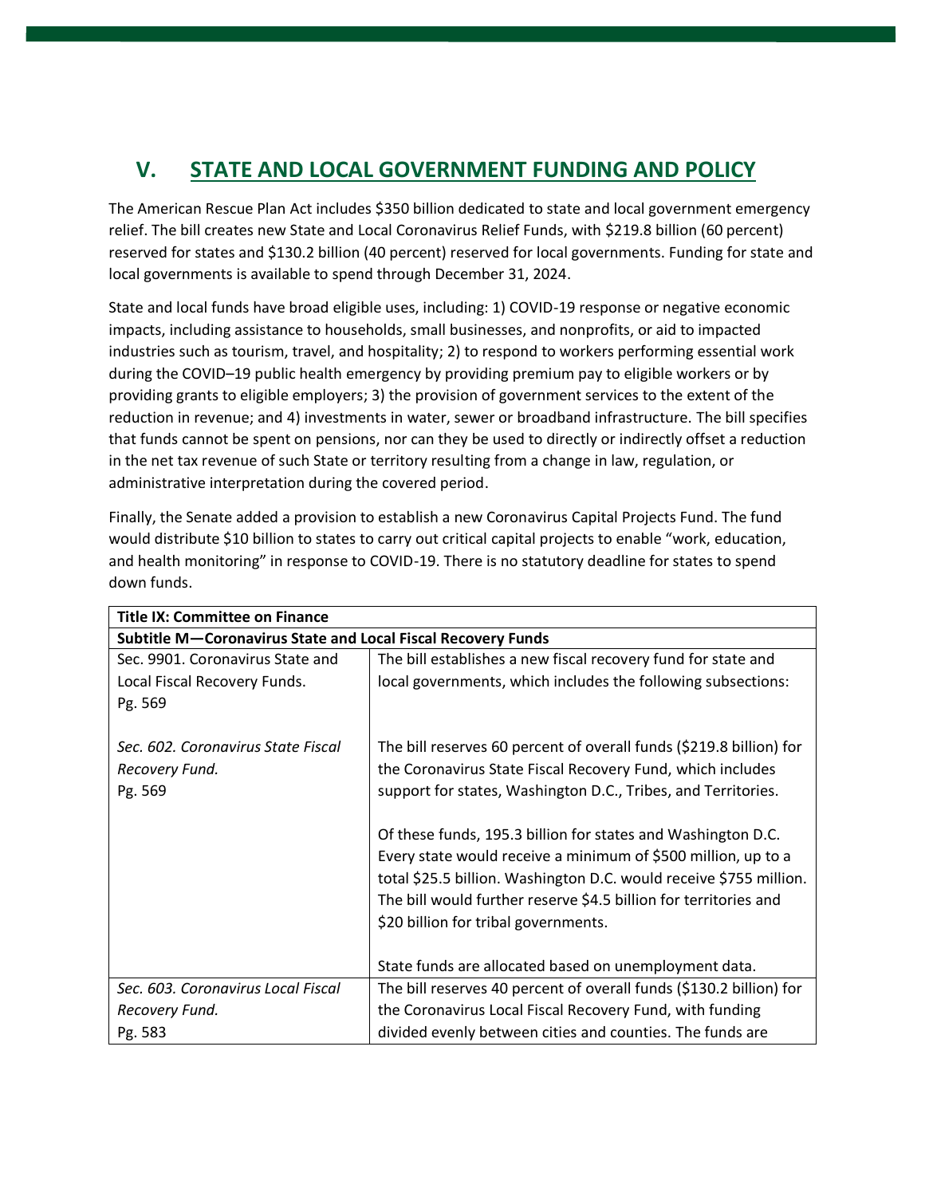## V. STATE AND LOCAL GOVERNMENT FUNDING AND POLICY

The American Rescue Plan Act includes $350 billion dedicated to state and local government emergency relief. The bill creates new State and Local Coronavirus Relief Funds, with $219.8 billion (60 percent) reserved for states and $130.2 billion (40 percent) reserved for local governments. Funding for state and local governments is available to spend through December 31, 2024.

State and local funds have broad eligible uses, including: 1) COVID-19 response or negative economic impacts, including assistance to households, small businesses, and nonprofits, or aid to impacted industries such as tourism, travel, and hospitality; 2) to respond to workers performing essential work during the COVID–19 public health emergency by providing premium pay to eligible workers or by providing grants to eligible employers; 3) the provision of government services to the extent of the reduction in revenue; and 4) investments in water, sewer or broadband infrastructure. The bill specifies that funds cannot be spent on pensions, nor can they be used to directly or indirectly offset a reduction in the net tax revenue of such State or territory resulting from a change in law, regulation, or administrative interpretation during the covered period.

Finally, the Senate added a provision to establish a new Coronavirus Capital Projects Fund. The fund would distribute $10 billion to states to carry out critical capital projects to enable "work, education, and health monitoring" in response to COVID-19. There is no statutory deadline for states to spend down funds.

| **Title IX: Committee on Finance** | |
|---|---|
| **Subtitle M—Coronavirus State and Local Fiscal Recovery Funds** | |
| Sec. 9901. Coronavirus State and Local Fiscal Recovery Funds. Pg. 569 | The bill establishes a new fiscal recovery fund for state and local governments, which includes the following subsections: |
| *Sec. 602. Coronavirus State Fiscal Recovery Fund. Pg. 569* | The bill reserves 60 percent of overall funds ($219.8 billion) for the Coronavirus State Fiscal Recovery Fund, which includes support for states, Washington D.C., Tribes, and Territories.<br><br>Of these funds, 195.3 billion for states and Washington D.C. Every state would receive a minimum of $500 million, up to a total $25.5 billion. Washington D.C. would receive $755 million. The bill would further reserve $4.5 billion for territories and $20 billion for tribal governments.<br><br>State funds are allocated based on unemployment data. |
| *Sec. 603. Coronavirus Local Fiscal Recovery Fund. Pg. 583* | The bill reserves 40 percent of overall funds ($130.2 billion) for the Coronavirus Local Fiscal Recovery Fund, with funding divided evenly between cities and counties. The funds are |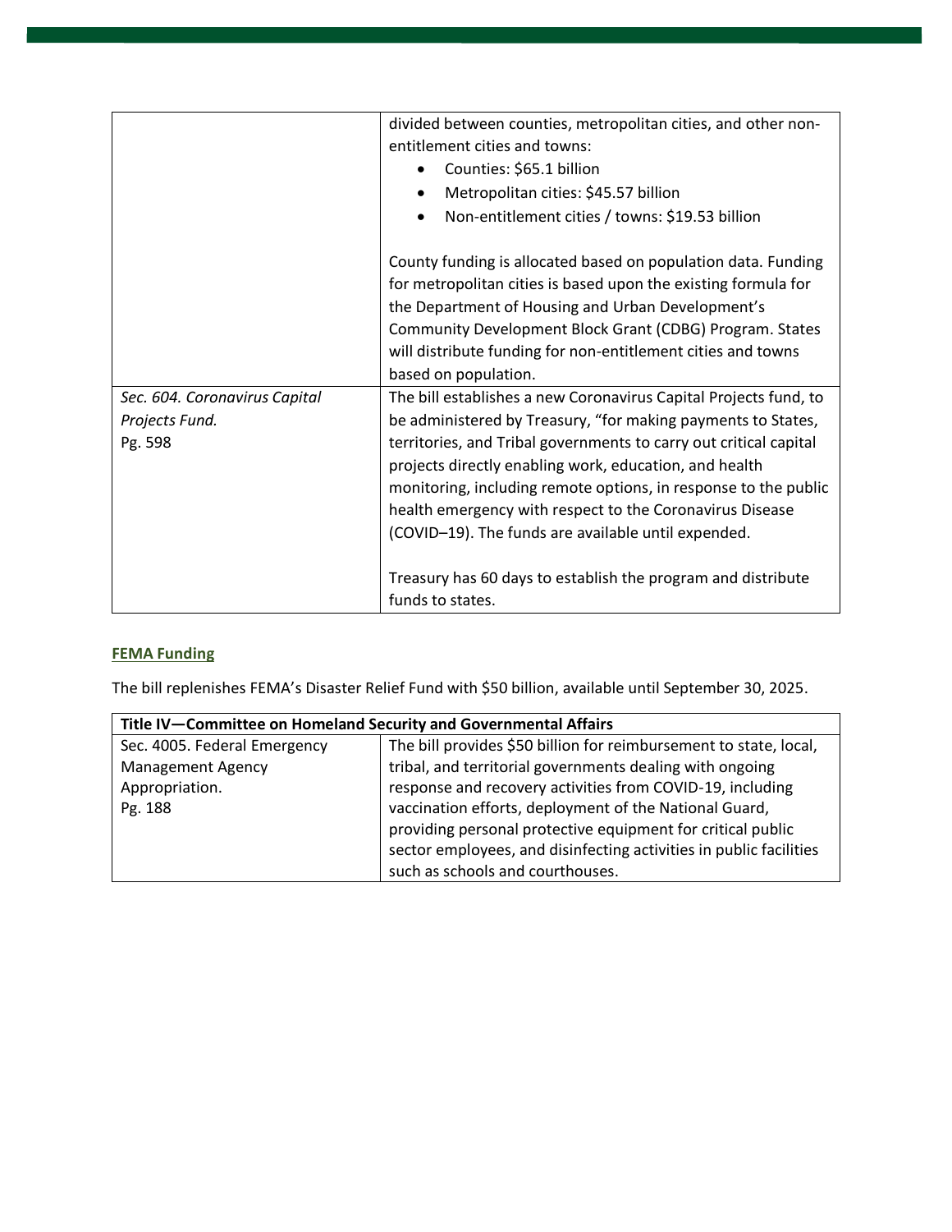| | |
|---|---|
| | divided between counties, metropolitan cities, and other non-entitlement cities and towns:<br>• Counties: $65.1 billion<br>• Metropolitan cities: $45.57 billion<br>• Non-entitlement cities / towns: $19.53 billion<br><br>County funding is allocated based on population data. Funding for metropolitan cities is based upon the existing formula for the Department of Housing and Urban Development's Community Development Block Grant (CDBG) Program. States will distribute funding for non-entitlement cities and towns based on population. |
| *Sec. 604. Coronavirus Capital Projects Fund.*<br>Pg. 598 | The bill establishes a new Coronavirus Capital Projects fund, to be administered by Treasury, "for making payments to States, territories, and Tribal governments to carry out critical capital projects directly enabling work, education, and health monitoring, including remote options, in response to the public health emergency with respect to the Coronavirus Disease (COVID–19). The funds are available until expended.<br><br>Treasury has 60 days to establish the program and distribute funds to states. |

**FEMA Funding**

The bill replenishes FEMA's Disaster Relief Fund with $50 billion, available until September 30, 2025.

| **Title IV—Committee on Homeland Security and Governmental Affairs** | |
|---|---|
| Sec. 4005. Federal Emergency Management Agency Appropriation.<br>Pg. 188 | The bill provides $50 billion for reimbursement to state, local, tribal, and territorial governments dealing with ongoing response and recovery activities from COVID-19, including vaccination efforts, deployment of the National Guard, providing personal protective equipment for critical public sector employees, and disinfecting activities in public facilities such as schools and courthouses. |